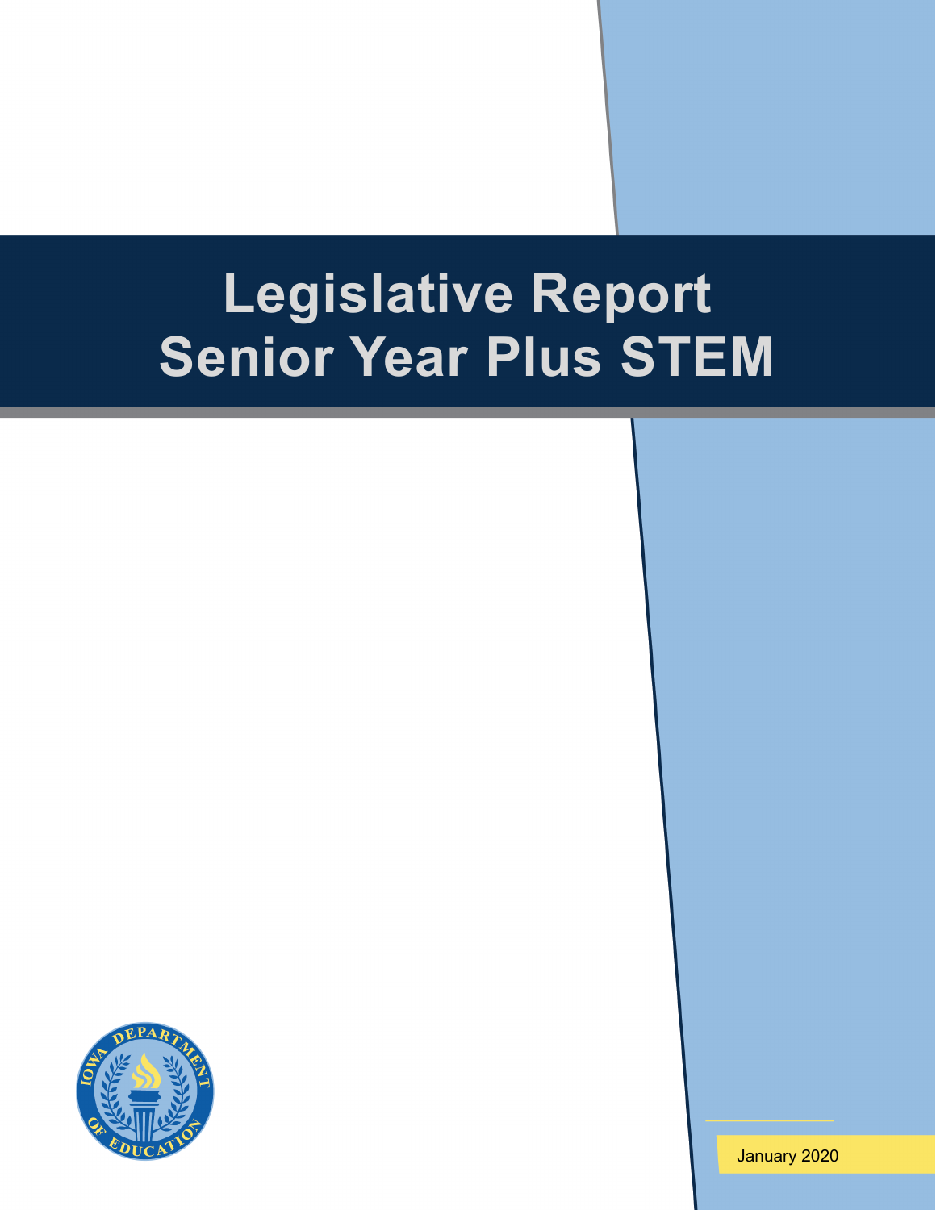# Legislative Report
# Senior Year Plus STEM

January 2020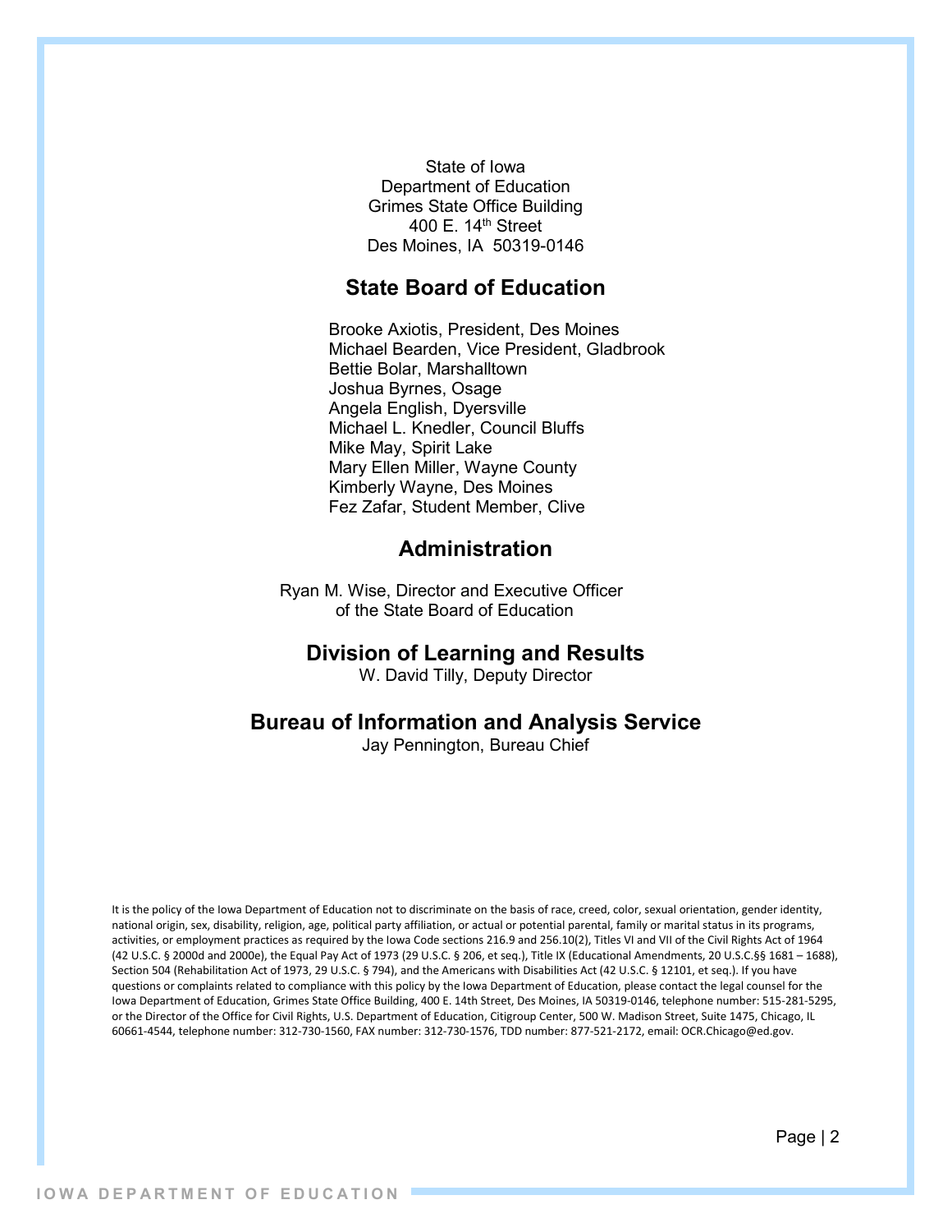State of Iowa
Department of Education
Grimes State Office Building
400 E. 14th Street
Des Moines, IA 50319-0146

## State Board of Education

Brooke Axiotis, President, Des Moines
Michael Bearden, Vice President, Gladbrook
Bettie Bolar, Marshalltown
Joshua Byrnes, Osage
Angela English, Dyersville
Michael L. Knedler, Council Bluffs
Mike May, Spirit Lake
Mary Ellen Miller, Wayne County
Kimberly Wayne, Des Moines
Fez Zafar, Student Member, Clive

## Administration

Ryan M. Wise, Director and Executive Officer
of the State Board of Education

## Division of Learning and Results

W. David Tilly, Deputy Director

## Bureau of Information and Analysis Service

Jay Pennington, Bureau Chief

It is the policy of the Iowa Department of Education not to discriminate on the basis of race, creed, color, sexual orientation, gender identity, national origin, sex, disability, religion, age, political party affiliation, or actual or potential parental, family or marital status in its programs, activities, or employment practices as required by the Iowa Code sections 216.9 and 256.10(2), Titles VI and VII of the Civil Rights Act of 1964 (42 U.S.C. § 2000d and 2000e), the Equal Pay Act of 1973 (29 U.S.C. § 206, et seq.), Title IX (Educational Amendments, 20 U.S.C.§§ 1681 – 1688), Section 504 (Rehabilitation Act of 1973, 29 U.S.C. § 794), and the Americans with Disabilities Act (42 U.S.C. § 12101, et seq.). If you have questions or complaints related to compliance with this policy by the Iowa Department of Education, please contact the legal counsel for the Iowa Department of Education, Grimes State Office Building, 400 E. 14th Street, Des Moines, IA 50319-0146, telephone number: 515-281-5295, or the Director of the Office for Civil Rights, U.S. Department of Education, Citigroup Center, 500 W. Madison Street, Suite 1475, Chicago, IL 60661-4544, telephone number: 312-730-1560, FAX number: 312-730-1576, TDD number: 877-521-2172, email: OCR.Chicago@ed.gov.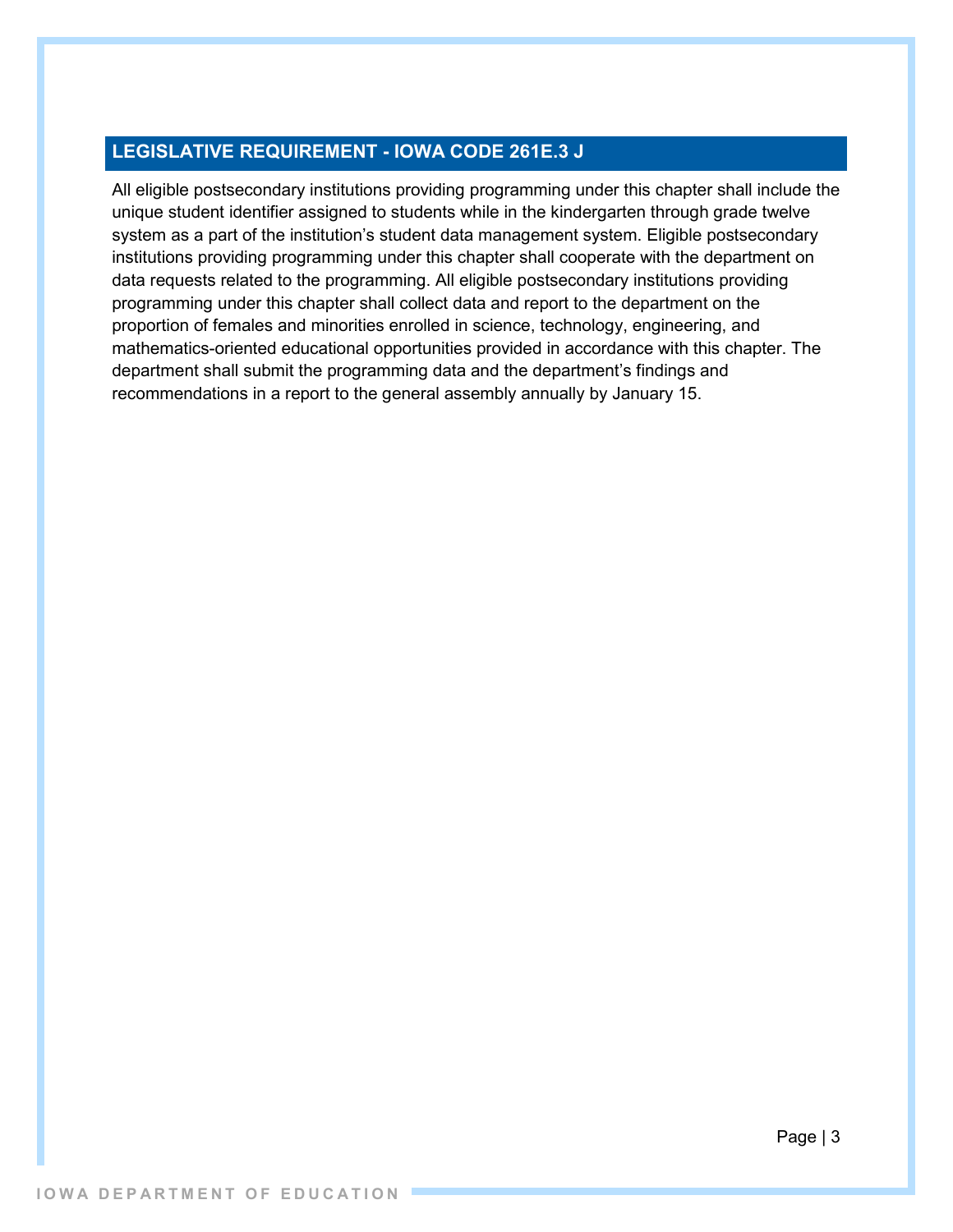## LEGISLATIVE REQUIREMENT - IOWA CODE 261E.3 J

All eligible postsecondary institutions providing programming under this chapter shall include the unique student identifier assigned to students while in the kindergarten through grade twelve system as a part of the institution's student data management system. Eligible postsecondary institutions providing programming under this chapter shall cooperate with the department on data requests related to the programming. All eligible postsecondary institutions providing programming under this chapter shall collect data and report to the department on the proportion of females and minorities enrolled in science, technology, engineering, and mathematics-oriented educational opportunities provided in accordance with this chapter. The department shall submit the programming data and the department's findings and recommendations in a report to the general assembly annually by January 15.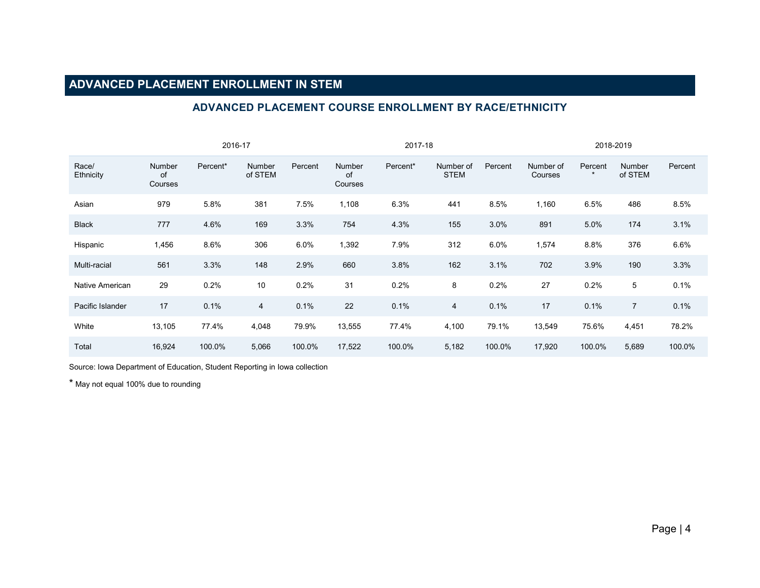# ADVANCED PLACEMENT ENROLLMENT IN STEM

## ADVANCED PLACEMENT COURSE ENROLLMENT BY RACE/ETHNICITY

| | 2016-17 | | | | 2017-18 | | | | 2018-2019 | | | |
|---|---|---|---|---|---|---|---|---|---|---|---|---|
| Race/ Ethnicity | Number of Courses | Percent* | Number of STEM | Percent | Number of Courses | Percent* | Number of STEM | Percent | Number of Courses | Percent * | Number of STEM | Percent |
| Asian | 979 | 5.8% | 381 | 7.5% | 1,108 | 6.3% | 441 | 8.5% | 1,160 | 6.5% | 486 | 8.5% |
| Black | 777 | 4.6% | 169 | 3.3% | 754 | 4.3% | 155 | 3.0% | 891 | 5.0% | 174 | 3.1% |
| Hispanic | 1,456 | 8.6% | 306 | 6.0% | 1,392 | 7.9% | 312 | 6.0% | 1,574 | 8.8% | 376 | 6.6% |
| Multi-racial | 561 | 3.3% | 148 | 2.9% | 660 | 3.8% | 162 | 3.1% | 702 | 3.9% | 190 | 3.3% |
| Native American | 29 | 0.2% | 10 | 0.2% | 31 | 0.2% | 8 | 0.2% | 27 | 0.2% | 5 | 0.1% |
| Pacific Islander | 17 | 0.1% | 4 | 0.1% | 22 | 0.1% | 4 | 0.1% | 17 | 0.1% | 7 | 0.1% |
| White | 13,105 | 77.4% | 4,048 | 79.9% | 13,555 | 77.4% | 4,100 | 79.1% | 13,549 | 75.6% | 4,451 | 78.2% |
| Total | 16,924 | 100.0% | 5,066 | 100.0% | 17,522 | 100.0% | 5,182 | 100.0% | 17,920 | 100.0% | 5,689 | 100.0% |

Source: Iowa Department of Education, Student Reporting in Iowa collection

* May not equal 100% due to rounding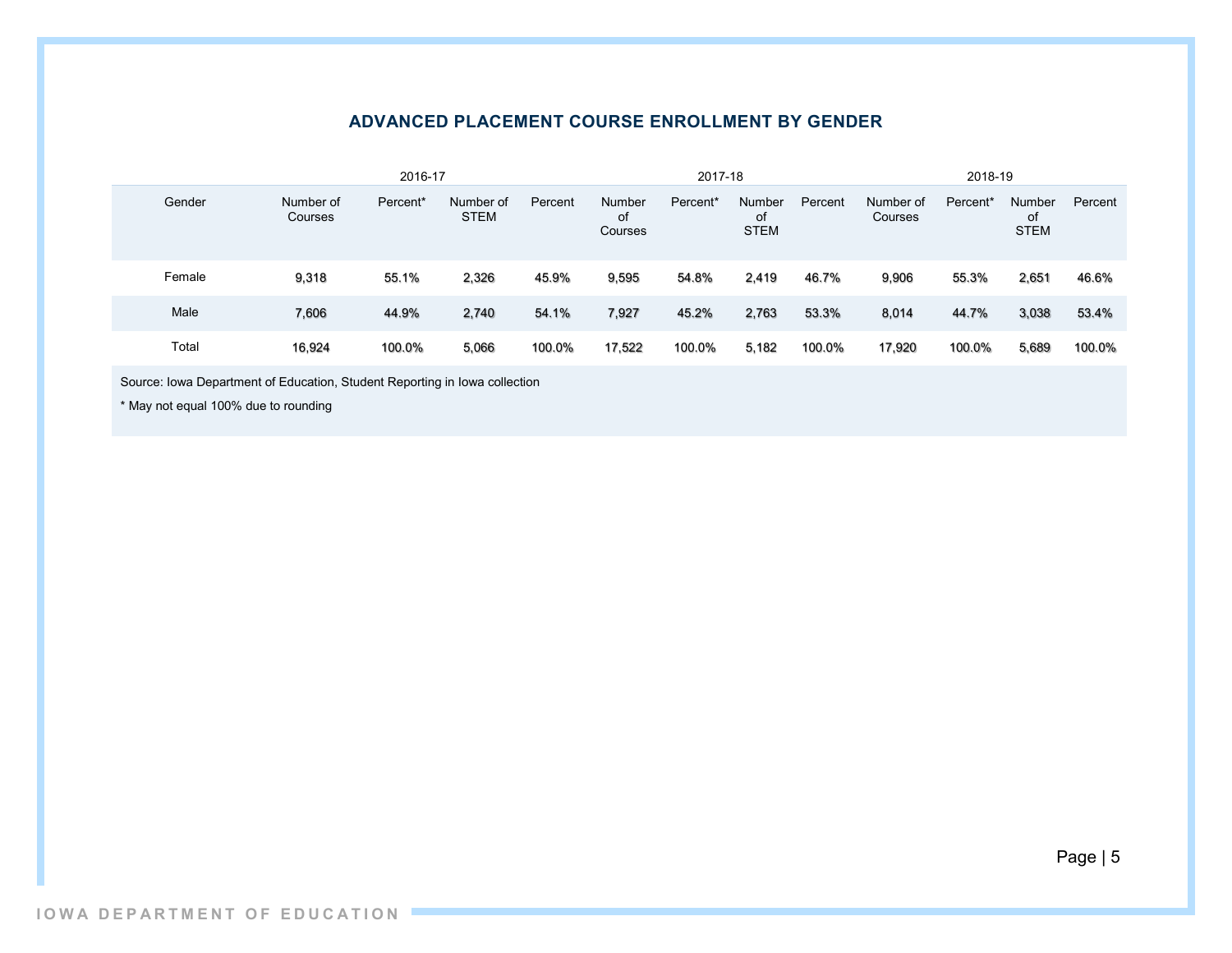## ADVANCED PLACEMENT COURSE ENROLLMENT BY GENDER

| | 2016-17 | | | | 2017-18 | | | | 2018-19 | | | |
|---|---|---|---|---|---|---|---|---|---|---|---|---|
| Gender | Number of Courses | Percent* | Number of STEM | Percent | Number of Courses | Percent* | Number of STEM | Percent | Number of Courses | Percent* | Number of STEM | Percent |
| Female | 9,318 | 55.1% | 2,326 | 45.9% | 9,595 | 54.8% | 2,419 | 46.7% | 9,906 | 55.3% | 2,651 | 46.6% |
| Male | 7,606 | 44.9% | 2,740 | 54.1% | 7,927 | 45.2% | 2,763 | 53.3% | 8,014 | 44.7% | 3,038 | 53.4% |
| Total | 16,924 | 100.0% | 5,066 | 100.0% | 17,522 | 100.0% | 5,182 | 100.0% | 17,920 | 100.0% | 5,689 | 100.0% |

Source: Iowa Department of Education, Student Reporting in Iowa collection

* May not equal 100% due to rounding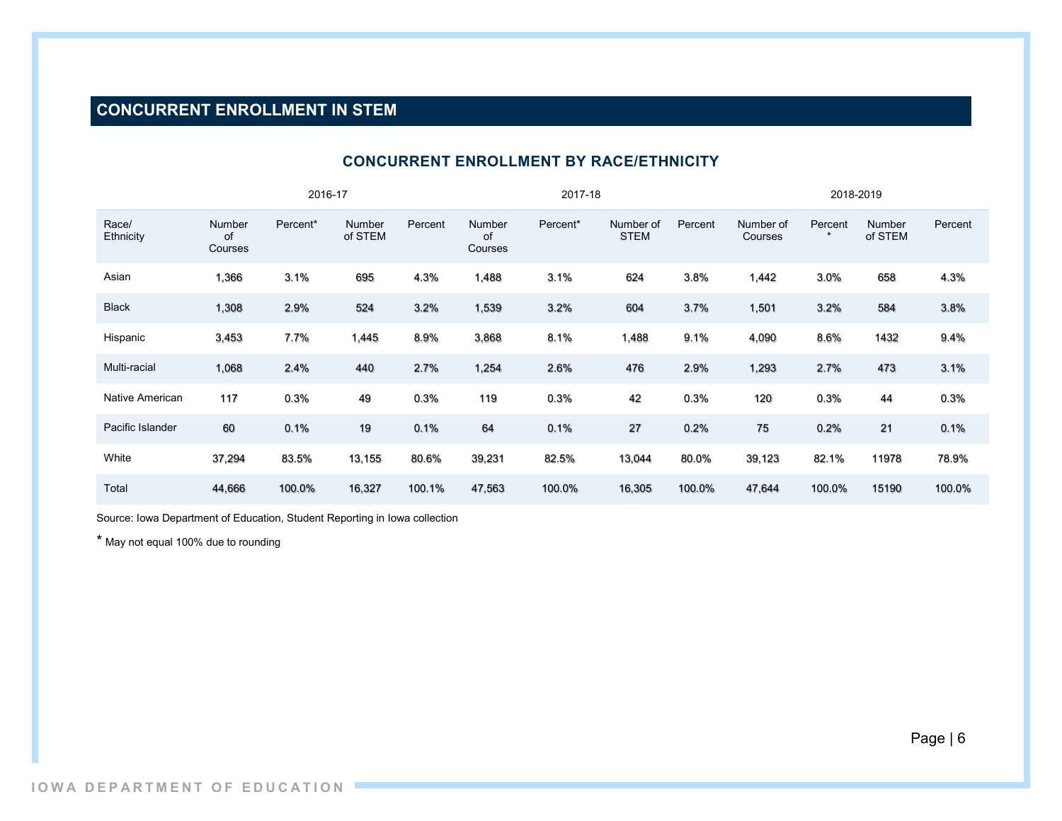## CONCURRENT ENROLLMENT IN STEM

### CONCURRENT ENROLLMENT BY RACE/ETHNICITY

| | 2016-17 | | | | 2017-18 | | | | 2018-2019 | | | |
|---|---|---|---|---|---|---|---|---|---|---|---|---|
| Race/ Ethnicity | Number of Courses | Percent* | Number of STEM | Percent | Number of Courses | Percent* | Number of STEM | Percent | Number of Courses | Percent * | Number of STEM | Percent |
| Asian | 1,366 | 3.1% | 695 | 4.3% | 1,488 | 3.1% | 624 | 3.8% | 1,442 | 3.0% | 658 | 4.3% |
| Black | 1,308 | 2.9% | 524 | 3.2% | 1,539 | 3.2% | 604 | 3.7% | 1,501 | 3.2% | 584 | 3.8% |
| Hispanic | 3,453 | 7.7% | 1,445 | 8.9% | 3,868 | 8.1% | 1,488 | 9.1% | 4,090 | 8.6% | 1432 | 9.4% |
| Multi-racial | 1,068 | 2.4% | 440 | 2.7% | 1,254 | 2.6% | 476 | 2.9% | 1,293 | 2.7% | 473 | 3.1% |
| Native American | 117 | 0.3% | 49 | 0.3% | 119 | 0.3% | 42 | 0.3% | 120 | 0.3% | 44 | 0.3% |
| Pacific Islander | 60 | 0.1% | 19 | 0.1% | 64 | 0.1% | 27 | 0.2% | 75 | 0.2% | 21 | 0.1% |
| White | 37,294 | 83.5% | 13,155 | 80.6% | 39,231 | 82.5% | 13,044 | 80.0% | 39,123 | 82.1% | 11978 | 78.9% |
| Total | 44,666 | 100.0% | 16,327 | 100.1% | 47,563 | 100.0% | 16,305 | 100.0% | 47,644 | 100.0% | 15190 | 100.0% |

Source: Iowa Department of Education, Student Reporting in Iowa collection

* May not equal 100% due to rounding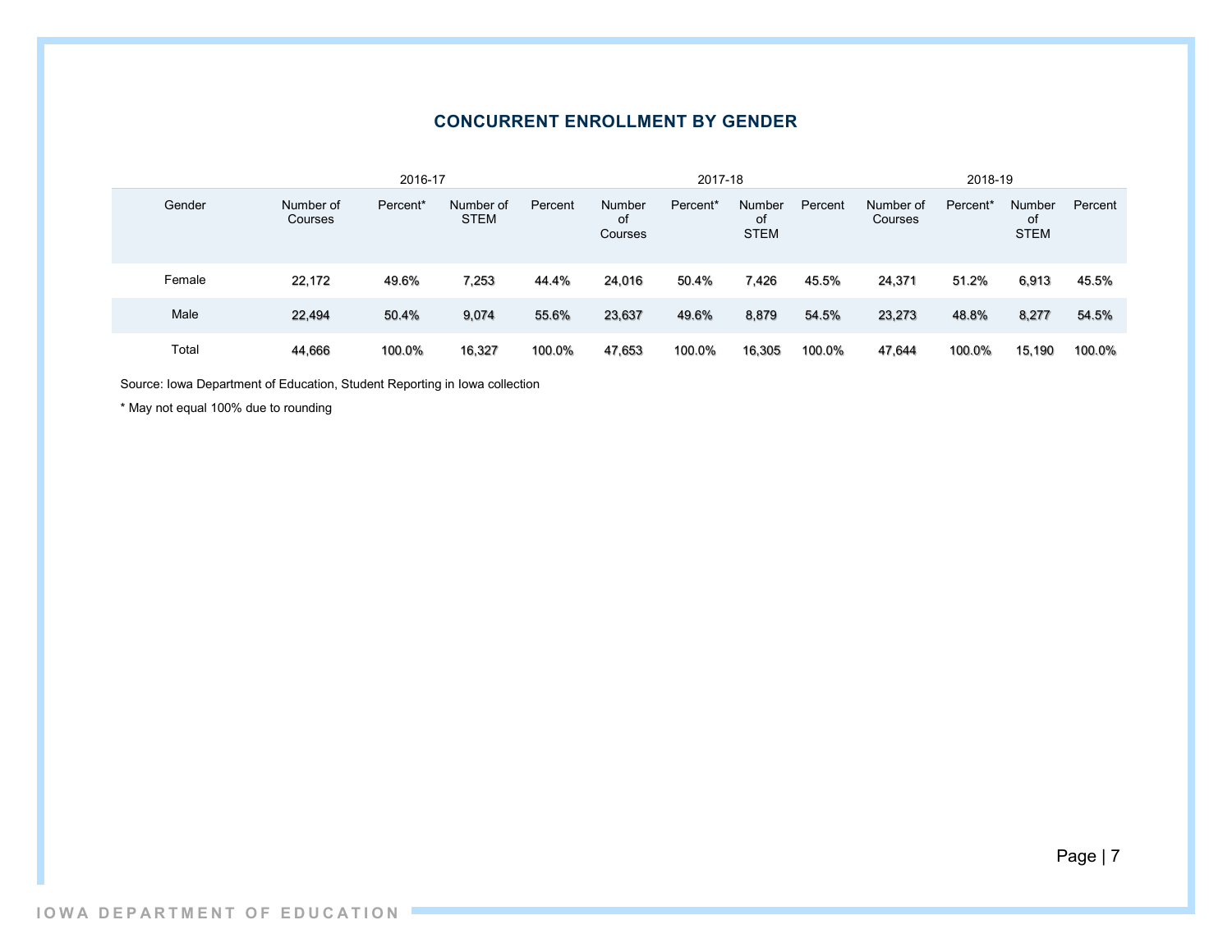## CONCURRENT ENROLLMENT BY GENDER

| Gender | 2016-17 | | | | 2017-18 | | | | 2018-19 | | | |
|---|---|---|---|---|---|---|---|---|---|---|---|---|
| | Number of Courses | Percent* | Number of STEM | Percent | Number of Courses | Percent* | Number of STEM | Percent | Number of Courses | Percent* | Number of STEM | Percent |
| Female | 22,172 | 49.6% | 7,253 | 44.4% | 24,016 | 50.4% | 7,426 | 45.5% | 24,371 | 51.2% | 6,913 | 45.5% |
| Male | 22,494 | 50.4% | 9,074 | 55.6% | 23,637 | 49.6% | 8,879 | 54.5% | 23,273 | 48.8% | 8,277 | 54.5% |
| Total | 44,666 | 100.0% | 16,327 | 100.0% | 47,653 | 100.0% | 16,305 | 100.0% | 47,644 | 100.0% | 15,190 | 100.0% |

Source: Iowa Department of Education, Student Reporting in Iowa collection

* May not equal 100% due to rounding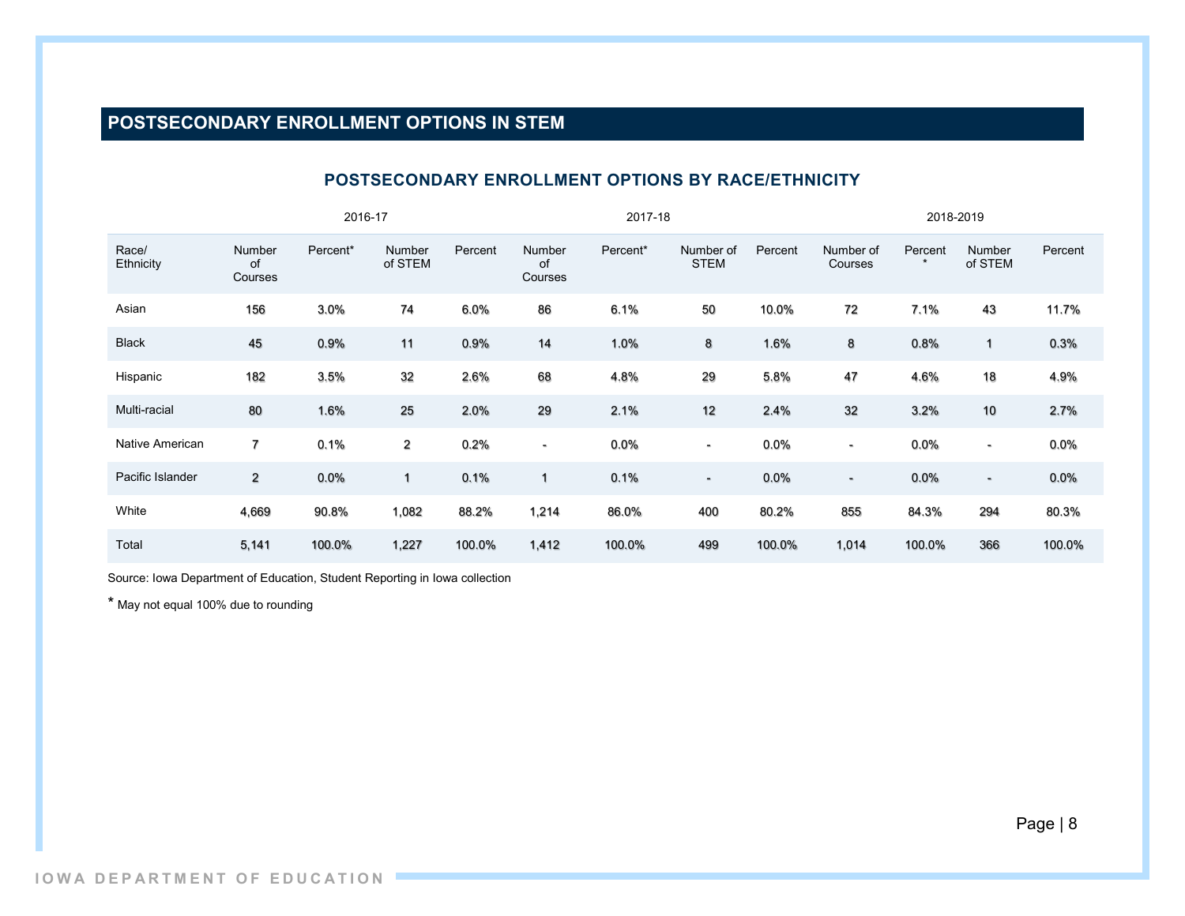## POSTSECONDARY ENROLLMENT OPTIONS IN STEM

### POSTSECONDARY ENROLLMENT OPTIONS BY RACE/ETHNICITY

| | 2016-17 | | | | 2017-18 | | | | 2018-2019 | | | |
|---|---|---|---|---|---|---|---|---|---|---|---|---|
| Race/ Ethnicity | Number of Courses | Percent* | Number of STEM | Percent | Number of Courses | Percent* | Number of STEM | Percent | Number of Courses | Percent * | Number of STEM | Percent |
| Asian | 156 | 3.0% | 74 | 6.0% | 86 | 6.1% | 50 | 10.0% | 72 | 7.1% | 43 | 11.7% |
| Black | 45 | 0.9% | 11 | 0.9% | 14 | 1.0% | 8 | 1.6% | 8 | 0.8% | 1 | 0.3% |
| Hispanic | 182 | 3.5% | 32 | 2.6% | 68 | 4.8% | 29 | 5.8% | 47 | 4.6% | 18 | 4.9% |
| Multi-racial | 80 | 1.6% | 25 | 2.0% | 29 | 2.1% | 12 | 2.4% | 32 | 3.2% | 10 | 2.7% |
| Native American | 7 | 0.1% | 2 | 0.2% | - | 0.0% | - | 0.0% | - | 0.0% | - | 0.0% |
| Pacific Islander | 2 | 0.0% | 1 | 0.1% | 1 | 0.1% | - | 0.0% | - | 0.0% | - | 0.0% |
| White | 4,669 | 90.8% | 1,082 | 88.2% | 1,214 | 86.0% | 400 | 80.2% | 855 | 84.3% | 294 | 80.3% |
| Total | 5,141 | 100.0% | 1,227 | 100.0% | 1,412 | 100.0% | 499 | 100.0% | 1,014 | 100.0% | 366 | 100.0% |

Source: Iowa Department of Education, Student Reporting in Iowa collection

* May not equal 100% due to rounding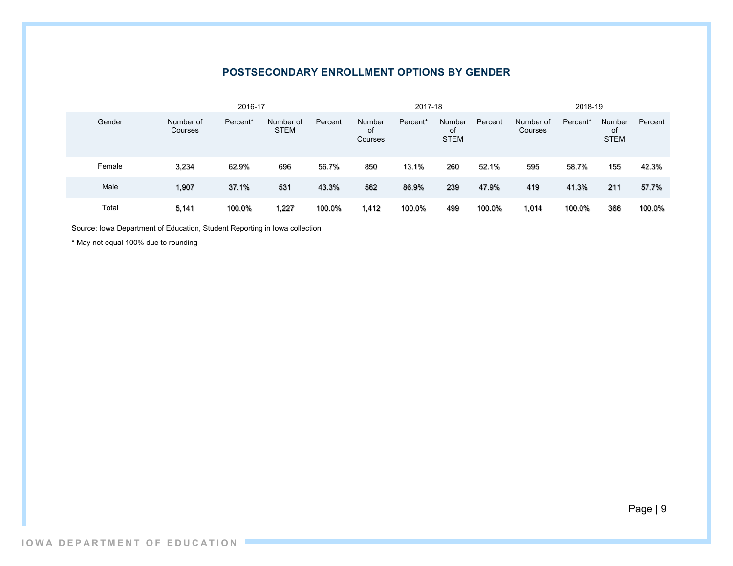## POSTSECONDARY ENROLLMENT OPTIONS BY GENDER

| | 2016-17 | | | | 2017-18 | | | | 2018-19 | | | |
|---|---|---|---|---|---|---|---|---|---|---|---|---|
| Gender | Number of Courses | Percent* | Number of STEM | Percent | Number of Courses | Percent* | Number of STEM | Percent | Number of Courses | Percent* | Number of STEM | Percent |
| Female | 3,234 | 62.9% | 696 | 56.7% | 850 | 13.1% | 260 | 52.1% | 595 | 58.7% | 155 | 42.3% |
| Male | 1,907 | 37.1% | 531 | 43.3% | 562 | 86.9% | 239 | 47.9% | 419 | 41.3% | 211 | 57.7% |
| Total | 5,141 | 100.0% | 1,227 | 100.0% | 1,412 | 100.0% | 499 | 100.0% | 1,014 | 100.0% | 366 | 100.0% |

Source: Iowa Department of Education, Student Reporting in Iowa collection

* May not equal 100% due to rounding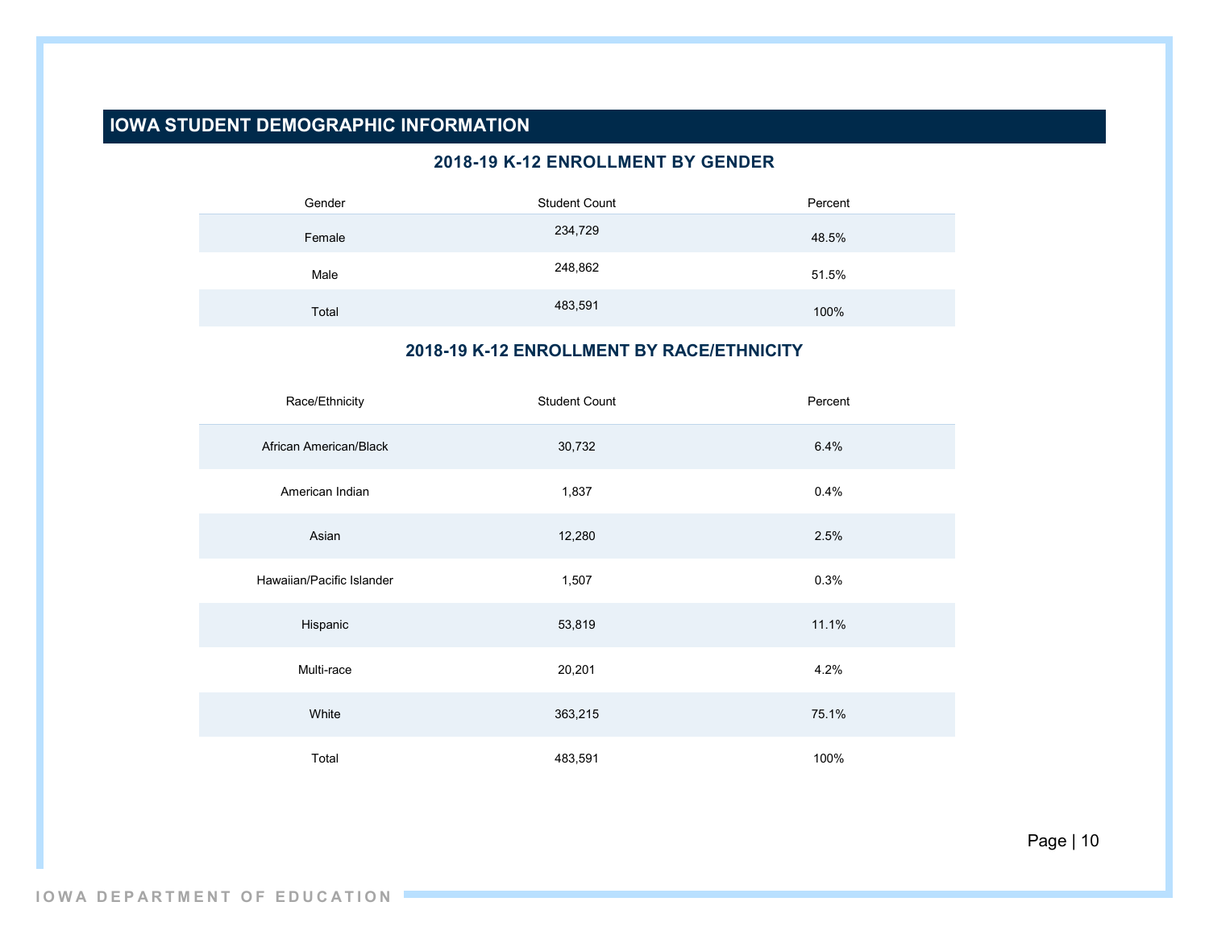# IOWA STUDENT DEMOGRAPHIC INFORMATION

## 2018-19 K-12 ENROLLMENT BY GENDER

| Gender | Student Count | Percent |
|---|---|---|
| Female | 234,729 | 48.5% |
| Male | 248,862 | 51.5% |
| Total | 483,591 | 100% |

## 2018-19 K-12 ENROLLMENT BY RACE/ETHNICITY

| Race/Ethnicity | Student Count | Percent |
|---|---|---|
| African American/Black | 30,732 | 6.4% |
| American Indian | 1,837 | 0.4% |
| Asian | 12,280 | 2.5% |
| Hawaiian/Pacific Islander | 1,507 | 0.3% |
| Hispanic | 53,819 | 11.1% |
| Multi-race | 20,201 | 4.2% |
| White | 363,215 | 75.1% |
| Total | 483,591 | 100% |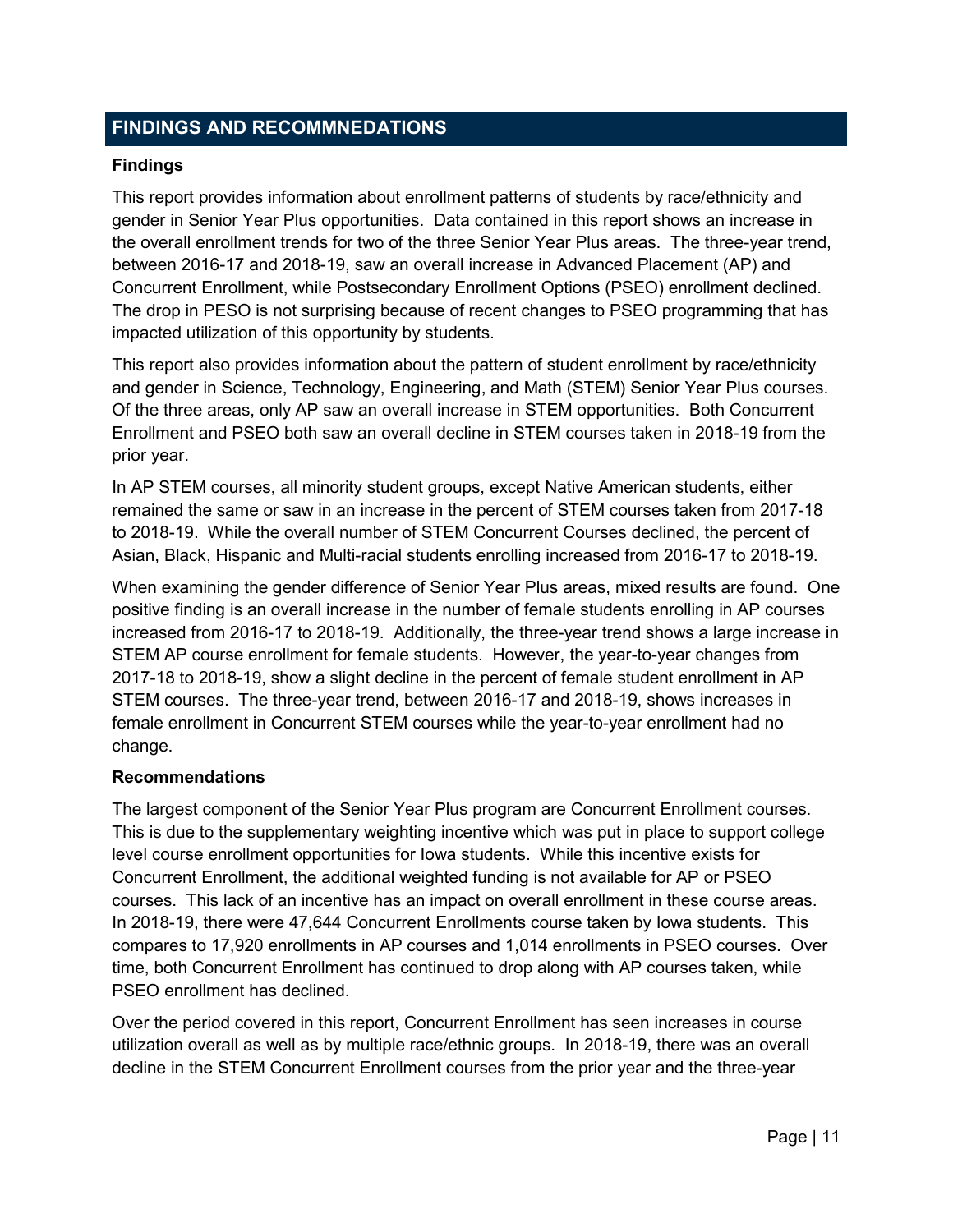## FINDINGS AND RECOMMNEDATIONS

### Findings

This report provides information about enrollment patterns of students by race/ethnicity and gender in Senior Year Plus opportunities. Data contained in this report shows an increase in the overall enrollment trends for two of the three Senior Year Plus areas. The three-year trend, between 2016-17 and 2018-19, saw an overall increase in Advanced Placement (AP) and Concurrent Enrollment, while Postsecondary Enrollment Options (PSEO) enrollment declined. The drop in PESO is not surprising because of recent changes to PSEO programming that has impacted utilization of this opportunity by students.

This report also provides information about the pattern of student enrollment by race/ethnicity and gender in Science, Technology, Engineering, and Math (STEM) Senior Year Plus courses. Of the three areas, only AP saw an overall increase in STEM opportunities. Both Concurrent Enrollment and PSEO both saw an overall decline in STEM courses taken in 2018-19 from the prior year.

In AP STEM courses, all minority student groups, except Native American students, either remained the same or saw in an increase in the percent of STEM courses taken from 2017-18 to 2018-19. While the overall number of STEM Concurrent Courses declined, the percent of Asian, Black, Hispanic and Multi-racial students enrolling increased from 2016-17 to 2018-19.

When examining the gender difference of Senior Year Plus areas, mixed results are found. One positive finding is an overall increase in the number of female students enrolling in AP courses increased from 2016-17 to 2018-19. Additionally, the three-year trend shows a large increase in STEM AP course enrollment for female students. However, the year-to-year changes from 2017-18 to 2018-19, show a slight decline in the percent of female student enrollment in AP STEM courses. The three-year trend, between 2016-17 and 2018-19, shows increases in female enrollment in Concurrent STEM courses while the year-to-year enrollment had no change.

### Recommendations

The largest component of the Senior Year Plus program are Concurrent Enrollment courses. This is due to the supplementary weighting incentive which was put in place to support college level course enrollment opportunities for Iowa students. While this incentive exists for Concurrent Enrollment, the additional weighted funding is not available for AP or PSEO courses. This lack of an incentive has an impact on overall enrollment in these course areas. In 2018-19, there were 47,644 Concurrent Enrollments course taken by Iowa students. This compares to 17,920 enrollments in AP courses and 1,014 enrollments in PSEO courses. Over time, both Concurrent Enrollment has continued to drop along with AP courses taken, while PSEO enrollment has declined.

Over the period covered in this report, Concurrent Enrollment has seen increases in course utilization overall as well as by multiple race/ethnic groups. In 2018-19, there was an overall decline in the STEM Concurrent Enrollment courses from the prior year and the three-year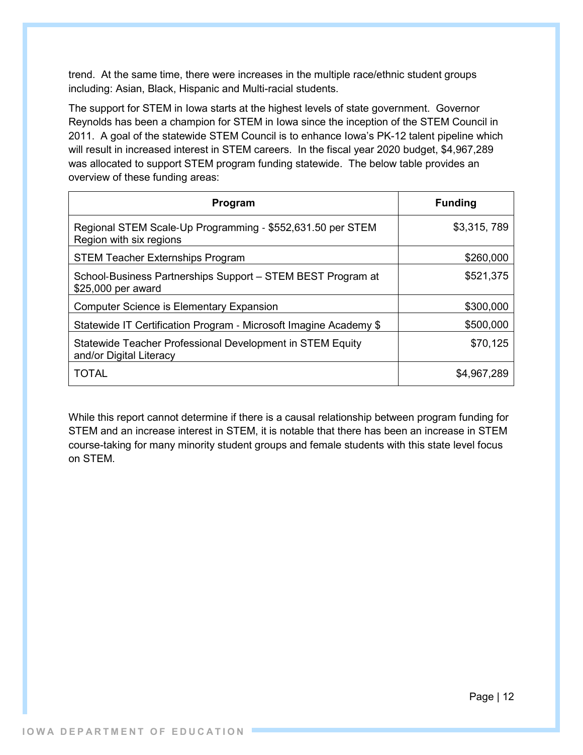trend. At the same time, there were increases in the multiple race/ethnic student groups including: Asian, Black, Hispanic and Multi-racial students.

The support for STEM in Iowa starts at the highest levels of state government. Governor Reynolds has been a champion for STEM in Iowa since the inception of the STEM Council in 2011. A goal of the statewide STEM Council is to enhance Iowa's PK-12 talent pipeline which will result in increased interest in STEM careers. In the fiscal year 2020 budget, $4,967,289 was allocated to support STEM program funding statewide. The below table provides an overview of these funding areas:

| Program | Funding |
| --- | --- |
| Regional STEM Scale-Up Programming - $552,631.50 per STEM Region with six regions | $3,315, 789 |
| STEM Teacher Externships Program | $260,000 |
| School-Business Partnerships Support – STEM BEST Program at $25,000 per award | $521,375 |
| Computer Science is Elementary Expansion | $300,000 |
| Statewide IT Certification Program - Microsoft Imagine Academy $ | $500,000 |
| Statewide Teacher Professional Development in STEM Equity and/or Digital Literacy | $70,125 |
| TOTAL | $4,967,289 |

While this report cannot determine if there is a causal relationship between program funding for STEM and an increase interest in STEM, it is notable that there has been an increase in STEM course-taking for many minority student groups and female students with this state level focus on STEM.